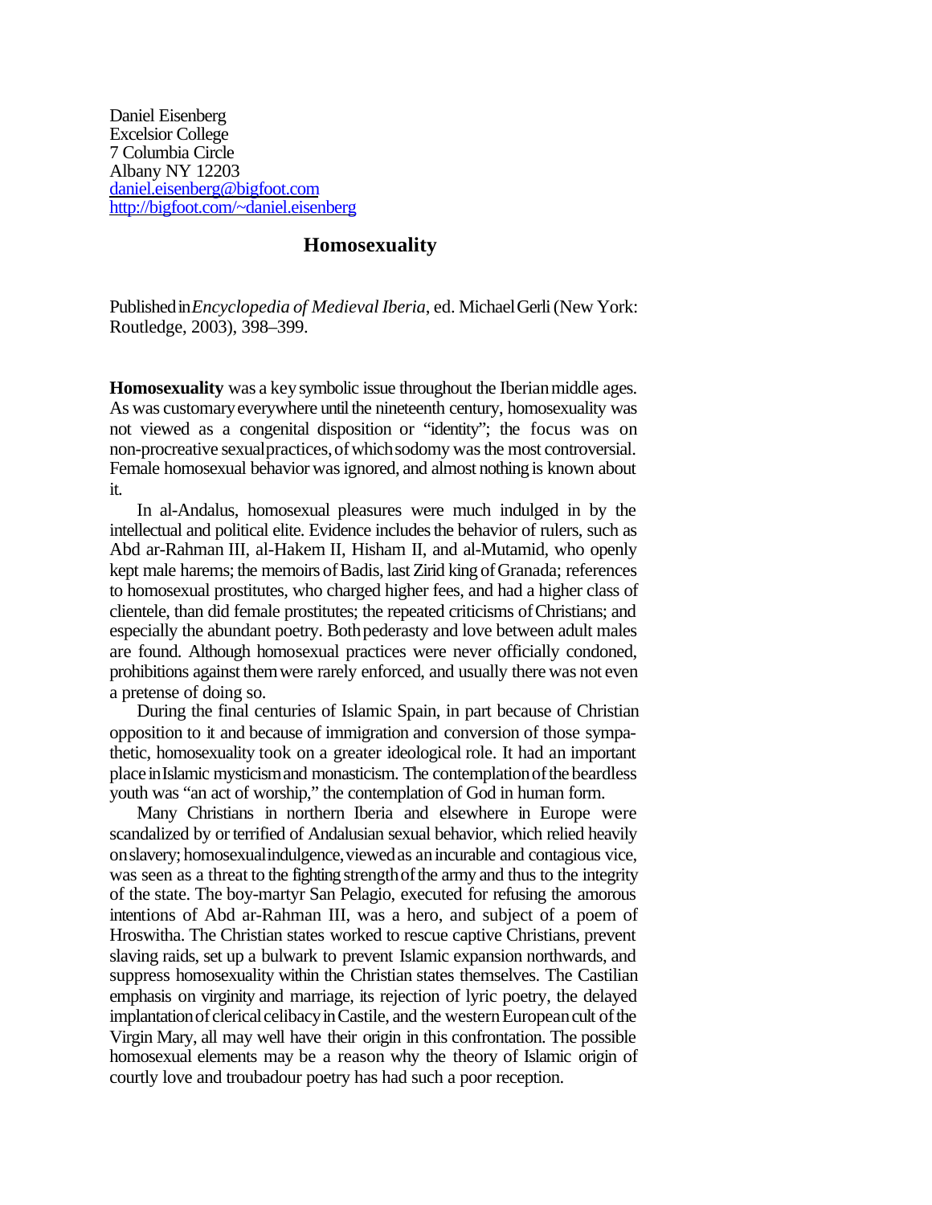Daniel Eisenberg
Excelsior College
7 Columbia Circle
Albany NY 12203
daniel.eisenberg@bigfoot.com
http://bigfoot.com/~daniel.eisenberg

# Homosexuality

Published in *Encyclopedia of Medieval Iberia*, ed. Michael Gerli (New York: Routledge, 2003), 398–399.

**Homosexuality** was a key symbolic issue throughout the Iberian middle ages. As was customary everywhere until the nineteenth century, homosexuality was not viewed as a congenital disposition or "identity"; the focus was on non-procreative sexual practices, of which sodomy was the most controversial. Female homosexual behavior was ignored, and almost nothing is known about it.

In al-Andalus, homosexual pleasures were much indulged in by the intellectual and political elite. Evidence includes the behavior of rulers, such as Abd ar-Rahman III, al-Hakem II, Hisham II, and al-Mutamid, who openly kept male harems; the memoirs of Badis, last Zirid king of Granada; references to homosexual prostitutes, who charged higher fees, and had a higher class of clientele, than did female prostitutes; the repeated criticisms of Christians; and especially the abundant poetry. Both pederasty and love between adult males are found. Although homosexual practices were never officially condoned, prohibitions against them were rarely enforced, and usually there was not even a pretense of doing so.

During the final centuries of Islamic Spain, in part because of Christian opposition to it and because of immigration and conversion of those sympathetic, homosexuality took on a greater ideological role. It had an important place in Islamic mysticism and monasticism. The contemplation of the beardless youth was "an act of worship," the contemplation of God in human form.

Many Christians in northern Iberia and elsewhere in Europe were scandalized by or terrified of Andalusian sexual behavior, which relied heavily on slavery; homosexual indulgence, viewed as an incurable and contagious vice, was seen as a threat to the fighting strength of the army and thus to the integrity of the state. The boy-martyr San Pelagio, executed for refusing the amorous intentions of Abd ar-Rahman III, was a hero, and subject of a poem of Hroswitha. The Christian states worked to rescue captive Christians, prevent slaving raids, set up a bulwark to prevent Islamic expansion northwards, and suppress homosexuality within the Christian states themselves. The Castilian emphasis on virginity and marriage, its rejection of lyric poetry, the delayed implantation of clerical celibacy in Castile, and the western European cult of the Virgin Mary, all may well have their origin in this confrontation. The possible homosexual elements may be a reason why the theory of Islamic origin of courtly love and troubadour poetry has had such a poor reception.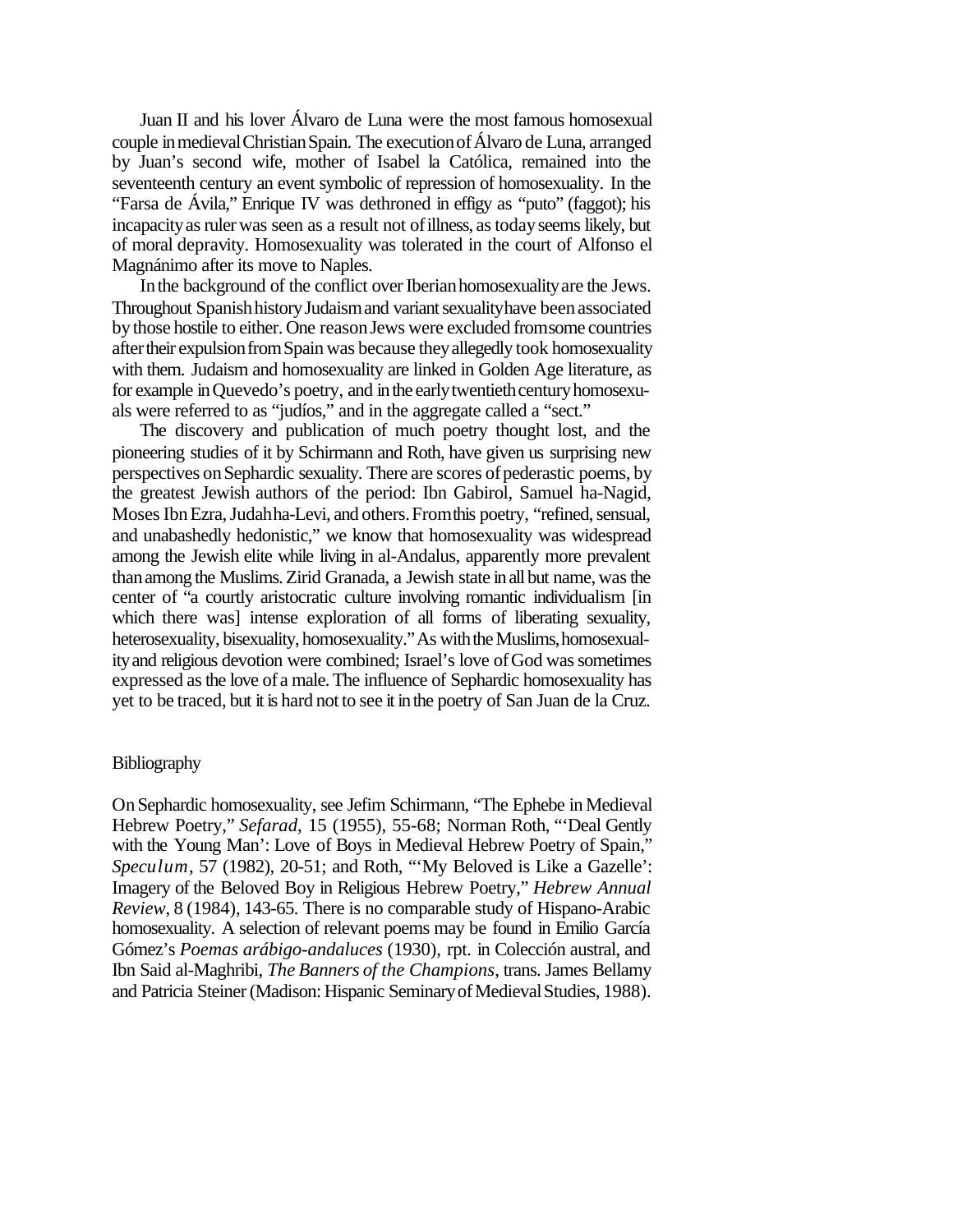Juan II and his lover Álvaro de Luna were the most famous homosexual couple in medieval Christian Spain. The execution of Álvaro de Luna, arranged by Juan's second wife, mother of Isabel la Católica, remained into the seventeenth century an event symbolic of repression of homosexuality. In the "Farsa de Ávila," Enrique IV was dethroned in effigy as "puto" (faggot); his incapacity as ruler was seen as a result not of illness, as today seems likely, but of moral depravity. Homosexuality was tolerated in the court of Alfonso el Magnánimo after its move to Naples.

In the background of the conflict over Iberian homosexuality are the Jews. Throughout Spanish history Judaism and variant sexuality have been associated by those hostile to either. One reason Jews were excluded from some countries after their expulsion from Spain was because they allegedly took homosexuality with them. Judaism and homosexuality are linked in Golden Age literature, as for example in Quevedo's poetry, and in the early twentieth century homosexuals were referred to as "judíos," and in the aggregate called a "sect."

The discovery and publication of much poetry thought lost, and the pioneering studies of it by Schirmann and Roth, have given us surprising new perspectives on Sephardic sexuality. There are scores of pederastic poems, by the greatest Jewish authors of the period: Ibn Gabirol, Samuel ha-Nagid, Moses Ibn Ezra, Judah ha-Levi, and others. From this poetry, "refined, sensual, and unabashedly hedonistic," we know that homosexuality was widespread among the Jewish elite while living in al-Andalus, apparently more prevalent than among the Muslims. Zirid Granada, a Jewish state in all but name, was the center of "a courtly aristocratic culture involving romantic individualism [in which there was] intense exploration of all forms of liberating sexuality, heterosexuality, bisexuality, homosexuality." As with the Muslims, homosexuality and religious devotion were combined; Israel's love of God was sometimes expressed as the love of a male. The influence of Sephardic homosexuality has yet to be traced, but it is hard not to see it in the poetry of San Juan de la Cruz.

Bibliography

On Sephardic homosexuality, see Jefim Schirmann, "The Ephebe in Medieval Hebrew Poetry," *Sefarad*, 15 (1955), 55-68; Norman Roth, "'Deal Gently with the Young Man': Love of Boys in Medieval Hebrew Poetry of Spain," *Speculum*, 57 (1982), 20-51; and Roth, "'My Beloved is Like a Gazelle': Imagery of the Beloved Boy in Religious Hebrew Poetry," *Hebrew Annual Review*, 8 (1984), 143-65. There is no comparable study of Hispano-Arabic homosexuality. A selection of relevant poems may be found in Emilio García Gómez's *Poemas arábigo-andaluces* (1930), rpt. in Colección austral, and Ibn Said al-Maghribi, *The Banners of the Champions*, trans. James Bellamy and Patricia Steiner (Madison: Hispanic Seminary of Medieval Studies, 1988).